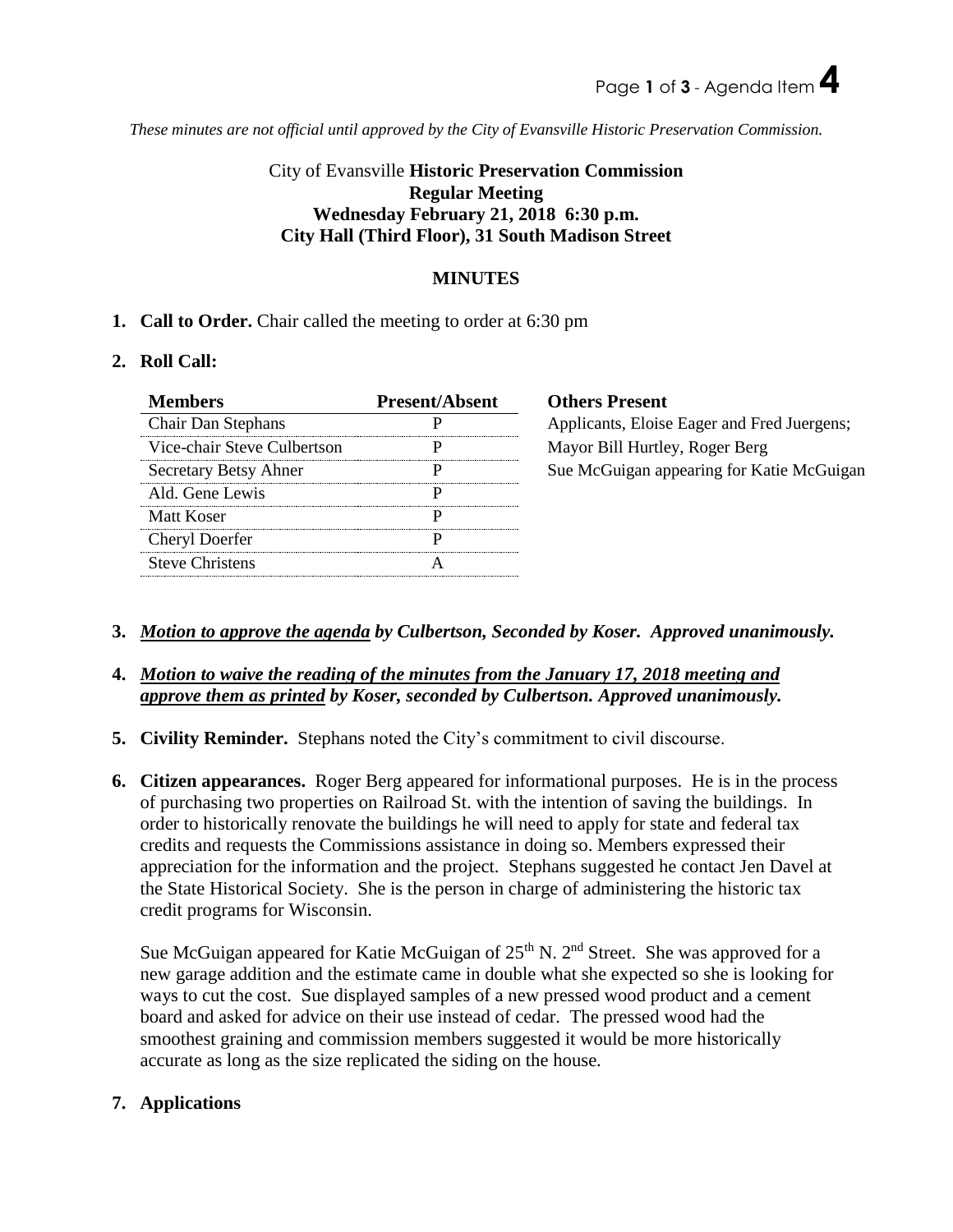*These minutes are not official until approved by the City of Evansville Historic Preservation Commission.*

City of Evansville **Historic Preservation Commission**
**Regular Meeting**
**Wednesday February 21, 2018 6:30 p.m.**
**City Hall (Third Floor), 31 South Madison Street**

## MINUTES

1. **Call to Order.** Chair called the meeting to order at 6:30 pm

2. **Roll Call:**

| Members | Present/Absent |
|---|---|
| Chair Dan Stephans | P |
| Vice-chair Steve Culbertson | P |
| Secretary Betsy Ahner | P |
| Ald. Gene Lewis | P |
| Matt Koser | P |
| Cheryl Doerfer | P |
| Steve Christens | A |

**Others Present**
Applicants, Eloise Eager and Fred Juergens;
Mayor Bill Hurtley, Roger Berg
Sue McGuigan appearing for Katie McGuigan

3. ***Motion to approve the agenda* by Culbertson, Seconded by Koser. Approved unanimously.**

4. ***Motion to waive the reading of the minutes from the January 17, 2018 meeting and approve them as printed* by Koser, seconded by Culbertson. Approved unanimously.**

5. **Civility Reminder.** Stephans noted the City's commitment to civil discourse.

6. **Citizen appearances.** Roger Berg appeared for informational purposes. He is in the process of purchasing two properties on Railroad St. with the intention of saving the buildings. In order to historically renovate the buildings he will need to apply for state and federal tax credits and requests the Commissions assistance in doing so. Members expressed their appreciation for the information and the project. Stephans suggested he contact Jen Davel at the State Historical Society. She is the person in charge of administering the historic tax credit programs for Wisconsin.

   Sue McGuigan appeared for Katie McGuigan of 25th N. 2nd Street. She was approved for a new garage addition and the estimate came in double what she expected so she is looking for ways to cut the cost. Sue displayed samples of a new pressed wood product and a cement board and asked for advice on their use instead of cedar. The pressed wood had the smoothest graining and commission members suggested it would be more historically accurate as long as the size replicated the siding on the house.

7. **Applications**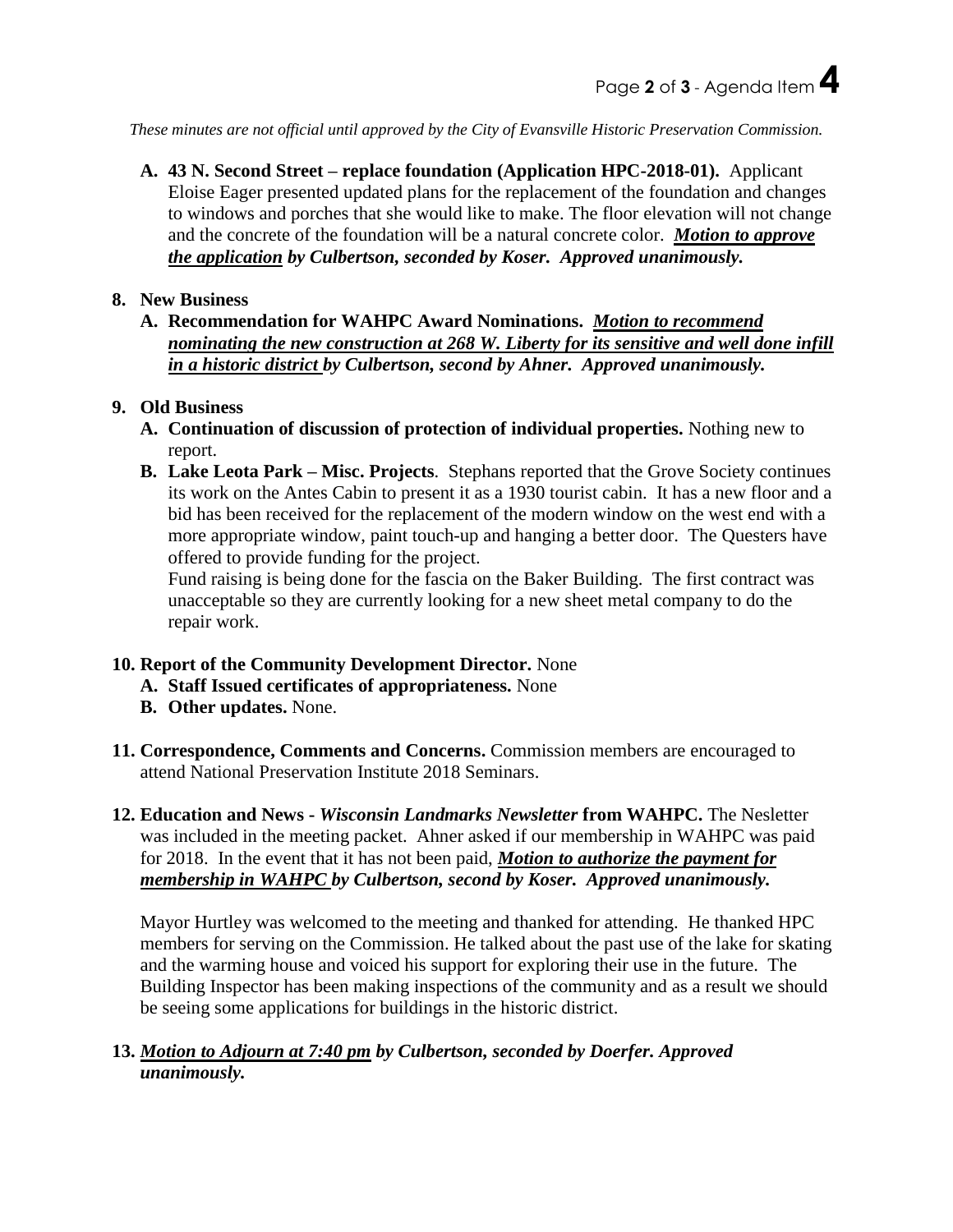*These minutes are not official until approved by the City of Evansville Historic Preservation Commission.*

**A. 43 N. Second Street – replace foundation (Application HPC-2018-01).** Applicant Eloise Eager presented updated plans for the replacement of the foundation and changes to windows and porches that she would like to make. The floor elevation will not change and the concrete of the foundation will be a natural concrete color. ***Motion to approve the application*** ***by Culbertson, seconded by Koser. Approved unanimously.***

**8. New Business**

**A. Recommendation for WAHPC Award Nominations.** ***Motion to recommend nominating the new construction at 268 W. Liberty for its sensitive and well done infill in a historic district*** ***by Culbertson, second by Ahner. Approved unanimously.***

**9. Old Business**

**A. Continuation of discussion of protection of individual properties.** Nothing new to report.

**B. Lake Leota Park – Misc. Projects**. Stephans reported that the Grove Society continues its work on the Antes Cabin to present it as a 1930 tourist cabin. It has a new floor and a bid has been received for the replacement of the modern window on the west end with a more appropriate window, paint touch-up and hanging a better door. The Questers have offered to provide funding for the project.

Fund raising is being done for the fascia on the Baker Building. The first contract was unacceptable so they are currently looking for a new sheet metal company to do the repair work.

**10. Report of the Community Development Director.** None

**A. Staff Issued certificates of appropriateness.** None

**B. Other updates.** None.

**11. Correspondence, Comments and Concerns.** Commission members are encouraged to attend National Preservation Institute 2018 Seminars.

**12. Education and News -** ***Wisconsin Landmarks Newsletter*** **from WAHPC.** The Nesletter was included in the meeting packet. Ahner asked if our membership in WAHPC was paid for 2018. In the event that it has not been paid, ***Motion to authorize the payment for membership in WAHPC*** ***by Culbertson, second by Koser. Approved unanimously.***

Mayor Hurtley was welcomed to the meeting and thanked for attending. He thanked HPC members for serving on the Commission. He talked about the past use of the lake for skating and the warming house and voiced his support for exploring their use in the future. The Building Inspector has been making inspections of the community and as a result we should be seeing some applications for buildings in the historic district.

**13.** ***Motion to Adjourn at 7:40 pm*** ***by Culbertson, seconded by Doerfer. Approved unanimously.***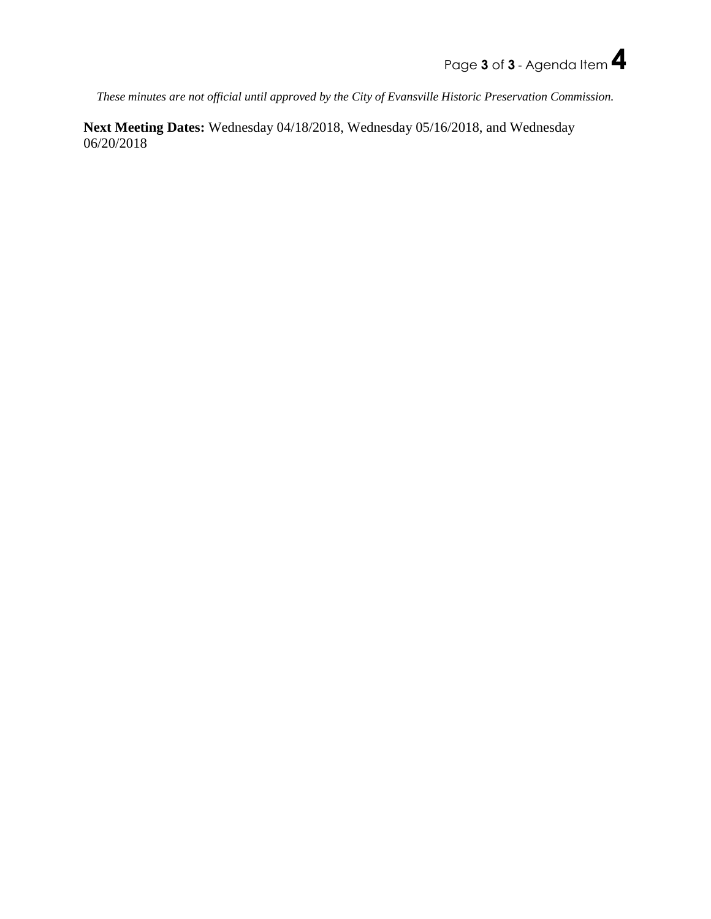*These minutes are not official until approved by the City of Evansville Historic Preservation Commission.*

**Next Meeting Dates:** Wednesday 04/18/2018, Wednesday 05/16/2018, and Wednesday 06/20/2018